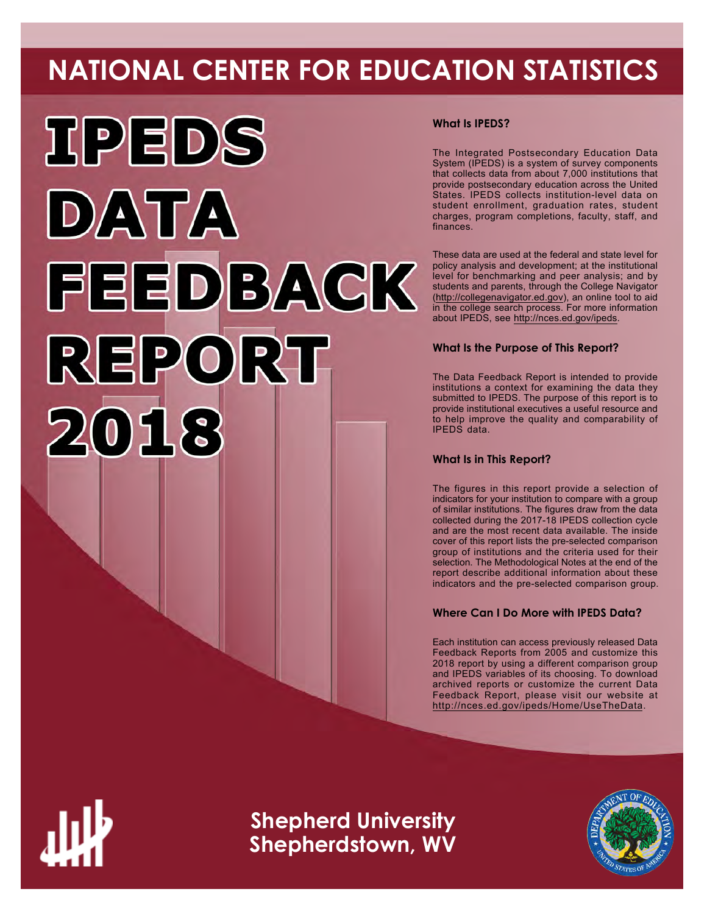# NATIONAL CENTER FOR EDUCATION STATISTICS

# IPEDS DATA FEEDBACK REPORT 2018

### What Is IPEDS?

The Integrated Postsecondary Education Data System (IPEDS) is a system of survey components that collects data from about 7,000 institutions that provide postsecondary education across the United States. IPEDS collects institution-level data on student enrollment, graduation rates, student charges, program completions, faculty, staff, and finances.

These data are used at the federal and state level for policy analysis and development; at the institutional level for benchmarking and peer analysis; and by students and parents, through the College Navigator (http://collegenavigator.ed.gov), an online tool to aid in the college search process. For more information about IPEDS, see http://nces.ed.gov/ipeds.

### What Is the Purpose of This Report?

The Data Feedback Report is intended to provide institutions a context for examining the data they submitted to IPEDS. The purpose of this report is to provide institutional executives a useful resource and to help improve the quality and comparability of IPEDS data.

### What Is in This Report?

The figures in this report provide a selection of indicators for your institution to compare with a group of similar institutions. The figures draw from the data collected during the 2017-18 IPEDS collection cycle and are the most recent data available. The inside cover of this report lists the pre-selected comparison group of institutions and the criteria used for their selection. The Methodological Notes at the end of the report describe additional information about these indicators and the pre-selected comparison group.

### Where Can I Do More with IPEDS Data?

Each institution can access previously released Data Feedback Reports from 2005 and customize this 2018 report by using a different comparison group and IPEDS variables of its choosing. To download archived reports or customize the current Data Feedback Report, please visit our website at http://nces.ed.gov/ipeds/Home/UseTheData.

**Shepherd University**
**Shepherdstown, WV**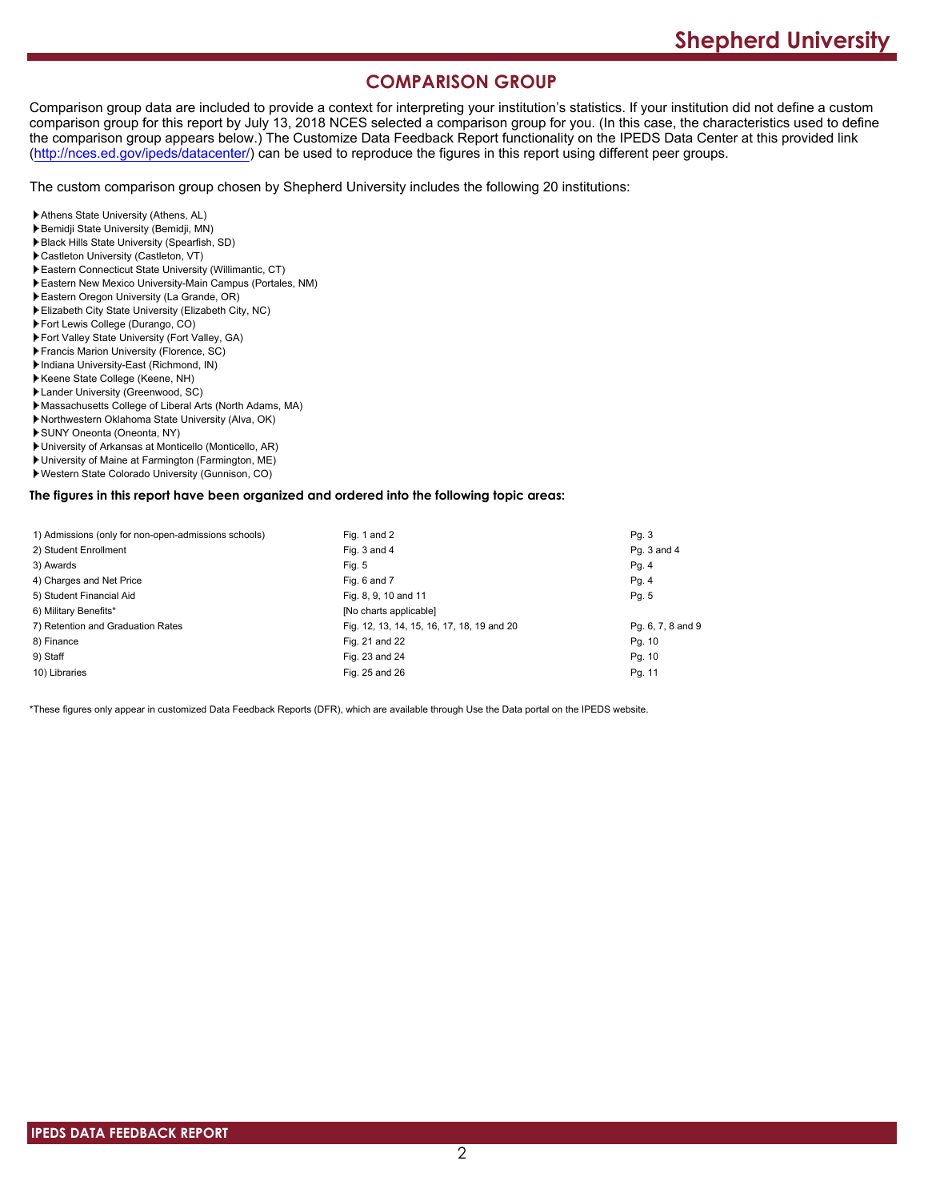## COMPARISON GROUP

Comparison group data are included to provide a context for interpreting your institution's statistics. If your institution did not define a custom comparison group for this report by July 13, 2018 NCES selected a comparison group for you. (In this case, the characteristics used to define the comparison group appears below.) The Customize Data Feedback Report functionality on the IPEDS Data Center at this provided link (http://nces.ed.gov/ipeds/datacenter/) can be used to reproduce the figures in this report using different peer groups.

The custom comparison group chosen by Shepherd University includes the following 20 institutions:

- Athens State University (Athens, AL)
- Bemidji State University (Bemidji, MN)
- Black Hills State University (Spearfish, SD)
- Castleton University (Castleton, VT)
- Eastern Connecticut State University (Willimantic, CT)
- Eastern New Mexico University-Main Campus (Portales, NM)
- Eastern Oregon University (La Grande, OR)
- Elizabeth City State University (Elizabeth City, NC)
- Fort Lewis College (Durango, CO)
- Fort Valley State University (Fort Valley, GA)
- Francis Marion University (Florence, SC)
- Indiana University-East (Richmond, IN)
- Keene State College (Keene, NH)
- Lander University (Greenwood, SC)
- Massachusetts College of Liberal Arts (North Adams, MA)
- Northwestern Oklahoma State University (Alva, OK)
- SUNY Oneonta (Oneonta, NY)
- University of Arkansas at Monticello (Monticello, AR)
- University of Maine at Farmington (Farmington, ME)
- Western State Colorado University (Gunnison, CO)

**The figures in this report have been organized and ordered into the following topic areas:**

| Topic | Figures | Pages |
|---|---|---|
| 1) Admissions (only for non-open-admissions schools) | Fig. 1 and 2 | Pg. 3 |
| 2) Student Enrollment | Fig. 3 and 4 | Pg. 3 and 4 |
| 3) Awards | Fig. 5 | Pg. 4 |
| 4) Charges and Net Price | Fig. 6 and 7 | Pg. 4 |
| 5) Student Financial Aid | Fig. 8, 9, 10 and 11 | Pg. 5 |
| 6) Military Benefits* | [No charts applicable] | |
| 7) Retention and Graduation Rates | Fig. 12, 13, 14, 15, 16, 17, 18, 19 and 20 | Pg. 6, 7, 8 and 9 |
| 8) Finance | Fig. 21 and 22 | Pg. 10 |
| 9) Staff | Fig. 23 and 24 | Pg. 10 |
| 10) Libraries | Fig. 25 and 26 | Pg. 11 |

*These figures only appear in customized Data Feedback Reports (DFR), which are available through Use the Data portal on the IPEDS website.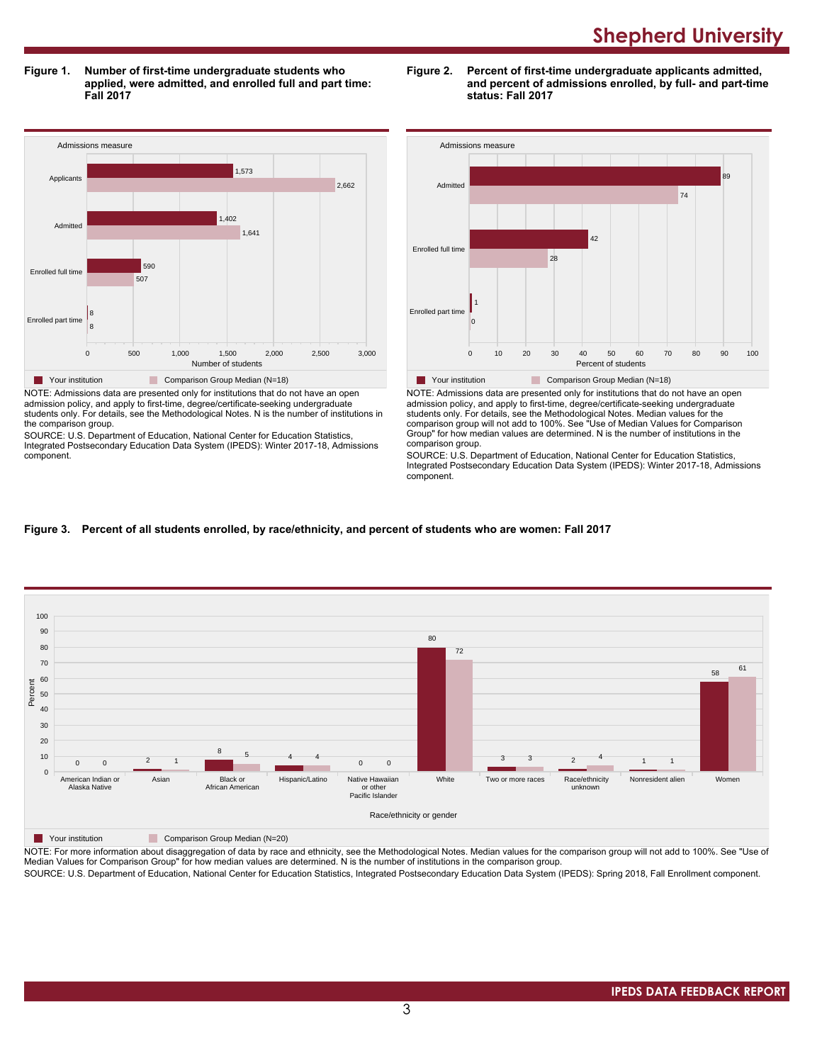**Figure 1. Number of first-time undergraduate students who applied, were admitted, and enrolled full and part time: Fall 2017**

| Admissions measure | Your institution | Comparison Group Median (N=18) |
|---|---|---|
| Applicants | 1,573 | 2,662 |
| Admitted | 1,402 | 1,641 |
| Enrolled full time | 590 | 507 |
| Enrolled part time | 8 | 8 |

NOTE: Admissions data are presented only for institutions that do not have an open admission policy, and apply to first-time, degree/certificate-seeking undergraduate students only. For details, see the Methodological Notes. N is the number of institutions in the comparison group.

SOURCE: U.S. Department of Education, National Center for Education Statistics, Integrated Postsecondary Education Data System (IPEDS): Winter 2017-18, Admissions component.

**Figure 2. Percent of first-time undergraduate applicants admitted, and percent of admissions enrolled, by full- and part-time status: Fall 2017**

| Admissions measure | Your institution | Comparison Group Median (N=18) |
|---|---|---|
| Admitted | 89 | 74 |
| Enrolled full time | 42 | 28 |
| Enrolled part time | 1 | 0 |

NOTE: Admissions data are presented only for institutions that do not have an open admission policy, and apply to first-time, degree/certificate-seeking undergraduate students only. For details, see the Methodological Notes. Median values for the comparison group will not add to 100%. See "Use of Median Values for Comparison Group" for how median values are determined. N is the number of institutions in the comparison group.

SOURCE: U.S. Department of Education, National Center for Education Statistics, Integrated Postsecondary Education Data System (IPEDS): Winter 2017-18, Admissions component.

**Figure 3. Percent of all students enrolled, by race/ethnicity, and percent of students who are women: Fall 2017**

| Race/ethnicity or gender | Your institution | Comparison Group Median (N=20) |
|---|---|---|
| American Indian or Alaska Native | 0 | 0 |
| Asian | 2 | 1 |
| Black or African American | 8 | 5 |
| Hispanic/Latino | 4 | 4 |
| Native Hawaiian or other Pacific Islander | 0 | 0 |
| White | 80 | 72 |
| Two or more races | 3 | 3 |
| Race/ethnicity unknown | 2 | 4 |
| Nonresident alien | 1 | 1 |
| Women | 58 | 61 |

NOTE: For more information about disaggregation of data by race and ethnicity, see the Methodological Notes. Median values for the comparison group will not add to 100%. See "Use of Median Values for Comparison Group" for how median values are determined. N is the number of institutions in the comparison group.

SOURCE: U.S. Department of Education, National Center for Education Statistics, Integrated Postsecondary Education Data System (IPEDS): Spring 2018, Fall Enrollment component.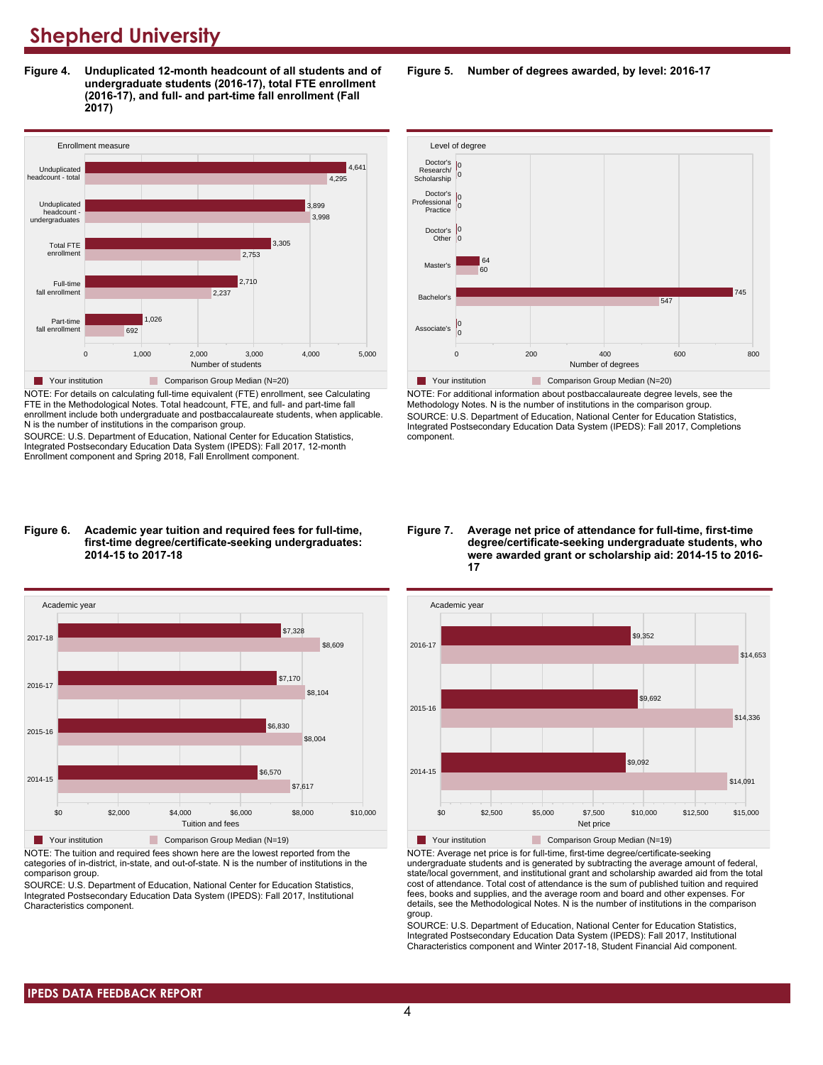# Shepherd University

**Figure 4. Unduplicated 12-month headcount of all students and of undergraduate students (2016-17), total FTE enrollment (2016-17), and full- and part-time fall enrollment (Fall 2017)**

| Enrollment measure | Your institution | Comparison Group Median (N=20) |
| --- | --- | --- |
| Unduplicated headcount - total | 4,641 | 4,295 |
| Unduplicated headcount - undergraduates | 3,899 | 3,998 |
| Total FTE enrollment | 3,305 | 2,753 |
| Full-time fall enrollment | 2,710 | 2,237 |
| Part-time fall enrollment | 1,026 | 692 |

NOTE: For details on calculating full-time equivalent (FTE) enrollment, see Calculating FTE in the Methodological Notes. Total headcount, FTE, and full- and part-time fall enrollment include both undergraduate and postbaccalaureate students, when applicable. N is the number of institutions in the comparison group.

SOURCE: U.S. Department of Education, National Center for Education Statistics, Integrated Postsecondary Education Data System (IPEDS): Fall 2017, 12-month Enrollment component and Spring 2018, Fall Enrollment component.

**Figure 5. Number of degrees awarded, by level: 2016-17**

| Level of degree | Your institution | Comparison Group Median (N=20) |
| --- | --- | --- |
| Doctor's Research/ Scholarship | 0 | 0 |
| Doctor's Professional Practice | 0 | 0 |
| Doctor's Other | 0 | 0 |
| Master's | 64 | 60 |
| Bachelor's | 745 | 547 |
| Associate's | 0 | 0 |

NOTE: For additional information about postbaccalaureate degree levels, see the Methodology Notes. N is the number of institutions in the comparison group.

SOURCE: U.S. Department of Education, National Center for Education Statistics, Integrated Postsecondary Education Data System (IPEDS): Fall 2017, Completions component.

**Figure 6. Academic year tuition and required fees for full-time, first-time degree/certificate-seeking undergraduates: 2014-15 to 2017-18**

| Academic year | Your institution | Comparison Group Median (N=19) |
| --- | --- | --- |
| 2017-18 | $7,328 | $8,609 |
| 2016-17 | $7,170 | $8,104 |
| 2015-16 | $6,830 | $8,004 |
| 2014-15 | $6,570 | $7,617 |

NOTE: The tuition and required fees shown here are the lowest reported from the categories of in-district, in-state, and out-of-state. N is the number of institutions in the comparison group.

SOURCE: U.S. Department of Education, National Center for Education Statistics, Integrated Postsecondary Education Data System (IPEDS): Fall 2017, Institutional Characteristics component.

**Figure 7. Average net price of attendance for full-time, first-time degree/certificate-seeking undergraduate students, who were awarded grant or scholarship aid: 2014-15 to 2016-17**

| Academic year | Your institution | Comparison Group Median (N=19) |
| --- | --- | --- |
| 2016-17 | $9,352 | $14,653 |
| 2015-16 | $9,692 | $14,336 |
| 2014-15 | $9,092 | $14,091 |

NOTE: Average net price is for full-time, first-time degree/certificate-seeking undergraduate students and is generated by subtracting the average amount of federal, state/local government, and institutional grant and scholarship awarded aid from the total cost of attendance. Total cost of attendance is the sum of published tuition and required fees, books and supplies, and the average room and board and other expenses. For details, see the Methodological Notes. N is the number of institutions in the comparison group.

SOURCE: U.S. Department of Education, National Center for Education Statistics, Integrated Postsecondary Education Data System (IPEDS): Fall 2017, Institutional Characteristics component and Winter 2017-18, Student Financial Aid component.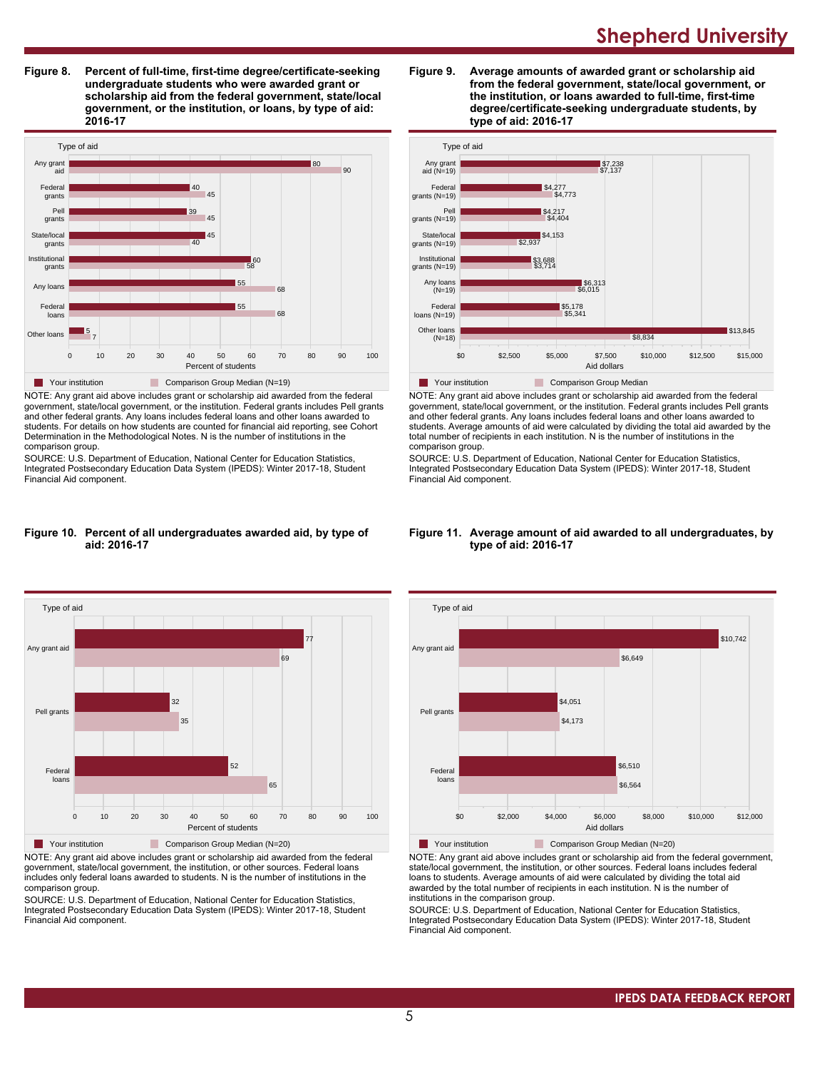**Figure 8. Percent of full-time, first-time degree/certificate-seeking undergraduate students who were awarded grant or scholarship aid from the federal government, state/local government, or the institution, or loans, by type of aid: 2016-17**

| Type of aid | Your institution | Comparison Group Median (N=19) |
|---|---|---|
| Any grant aid | 80 | 90 |
| Federal grants | 40 | 45 |
| Pell grants | 39 | 45 |
| State/local grants | 45 | 40 |
| Institutional grants | 60 | 58 |
| Any loans | 55 | 68 |
| Federal loans | 55 | 68 |
| Other loans | 5 | 7 |

NOTE: Any grant aid above includes grant or scholarship aid awarded from the federal government, state/local government, or the institution. Federal grants includes Pell grants and other federal grants. Any loans includes federal loans and other loans awarded to students. For details on how students are counted for financial aid reporting, see Cohort Determination in the Methodological Notes. N is the number of institutions in the comparison group.

SOURCE: U.S. Department of Education, National Center for Education Statistics, Integrated Postsecondary Education Data System (IPEDS): Winter 2017-18, Student Financial Aid component.

**Figure 9. Average amounts of awarded grant or scholarship aid from the federal government, state/local government, or the institution, or loans awarded to full-time, first-time degree/certificate-seeking undergraduate students, by type of aid: 2016-17**

| Type of aid | Your institution | Comparison Group Median |
|---|---|---|
| Any grant aid (N=19) | $7,238 | $7,137 |
| Federal grants (N=19) | $4,277 | $4,773 |
| Pell grants (N=19) | $4,217 | $4,404 |
| State/local grants (N=19) | $4,153 | $2,937 |
| Institutional grants (N=19) | $3,688 | $3,714 |
| Any loans (N=19) | $6,313 | $6,015 |
| Federal loans (N=19) | $5,178 | $5,341 |
| Other loans (N=18) | $13,845 | $8,834 |

NOTE: Any grant aid above includes grant or scholarship aid awarded from the federal government, state/local government, or the institution. Federal grants includes Pell grants and other federal grants. Any loans includes federal loans and other loans awarded to students. Average amounts of aid were calculated by dividing the total aid awarded by the total number of recipients in each institution. N is the number of institutions in the comparison group.

SOURCE: U.S. Department of Education, National Center for Education Statistics, Integrated Postsecondary Education Data System (IPEDS): Winter 2017-18, Student Financial Aid component.

**Figure 10. Percent of all undergraduates awarded aid, by type of aid: 2016-17**

| Type of aid | Your institution | Comparison Group Median (N=20) |
|---|---|---|
| Any grant aid | 77 | 69 |
| Pell grants | 32 | 35 |
| Federal loans | 52 | 65 |

NOTE: Any grant aid above includes grant or scholarship aid awarded from the federal government, state/local government, the institution, or other sources. Federal loans includes only federal loans awarded to students. N is the number of institutions in the comparison group.

SOURCE: U.S. Department of Education, National Center for Education Statistics, Integrated Postsecondary Education Data System (IPEDS): Winter 2017-18, Student Financial Aid component.

**Figure 11. Average amount of aid awarded to all undergraduates, by type of aid: 2016-17**

| Type of aid | Your institution | Comparison Group Median (N=20) |
|---|---|---|
| Any grant aid | $10,742 | $6,649 |
| Pell grants | $4,051 | $4,173 |
| Federal loans | $6,510 | $6,564 |

NOTE: Any grant aid above includes grant or scholarship aid from the federal government, state/local government, the institution, or other sources. Federal loans includes federal loans to students. Average amounts of aid were calculated by dividing the total aid awarded by the total number of recipients in each institution. N is the number of institutions in the comparison group.

SOURCE: U.S. Department of Education, National Center for Education Statistics, Integrated Postsecondary Education Data System (IPEDS): Winter 2017-18, Student Financial Aid component.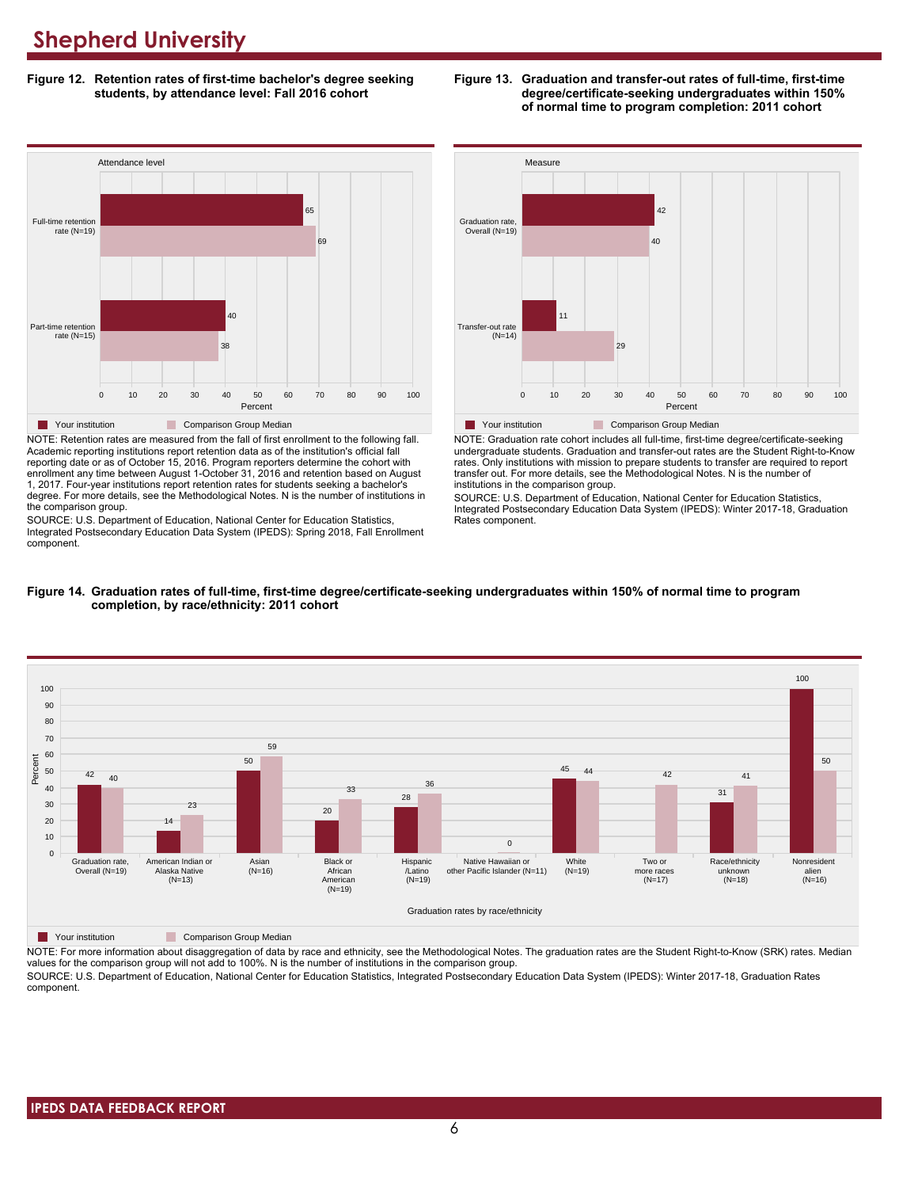# Shepherd University

**Figure 12. Retention rates of first-time bachelor's degree seeking students, by attendance level: Fall 2016 cohort**

| Attendance level | Your institution | Comparison Group Median |
|---|---|---|
| Full-time retention rate (N=19) | 65 | 69 |
| Part-time retention rate (N=15) | 40 | 38 |

NOTE: Retention rates are measured from the fall of first enrollment to the following fall. Academic reporting institutions report retention data as of the institution's official fall reporting date or as of October 15, 2016. Program reporters determine the cohort with enrollment any time between August 1-October 31, 2016 and retention based on August 1, 2017. Four-year institutions report retention rates for students seeking a bachelor's degree. For more details, see the Methodological Notes. N is the number of institutions in the comparison group.

SOURCE: U.S. Department of Education, National Center for Education Statistics, Integrated Postsecondary Education Data System (IPEDS): Spring 2018, Fall Enrollment component.

**Figure 13. Graduation and transfer-out rates of full-time, first-time degree/certificate-seeking undergraduates within 150% of normal time to program completion: 2011 cohort**

| Measure | Your institution | Comparison Group Median |
|---|---|---|
| Graduation rate, Overall (N=19) | 42 | 40 |
| Transfer-out rate (N=14) | 11 | 29 |

NOTE: Graduation rate cohort includes all full-time, first-time degree/certificate-seeking undergraduate students. Graduation and transfer-out rates are the Student Right-to-Know rates. Only institutions with mission to prepare students to transfer are required to report transfer out. For more details, see the Methodological Notes. N is the number of institutions in the comparison group.

SOURCE: U.S. Department of Education, National Center for Education Statistics, Integrated Postsecondary Education Data System (IPEDS): Winter 2017-18, Graduation Rates component.

**Figure 14. Graduation rates of full-time, first-time degree/certificate-seeking undergraduates within 150% of normal time to program completion, by race/ethnicity: 2011 cohort**

| Graduation rates by race/ethnicity | Your institution | Comparison Group Median |
|---|---|---|
| Graduation rate, Overall (N=19) | 42 | 40 |
| American Indian or Alaska Native (N=13) | 14 | 23 |
| Asian (N=16) | 50 | 59 |
| Black or African American (N=19) | 20 | 33 |
| Hispanic /Latino (N=19) | 28 | 36 |
| Native Hawaiian or other Pacific Islander (N=11) | | 0 |
| White (N=19) | 45 | 44 |
| Two or more races (N=17) | | 42 |
| Race/ethnicity unknown (N=18) | 31 | 41 |
| Nonresident alien (N=16) | 100 | 50 |

NOTE: For more information about disaggregation of data by race and ethnicity, see the Methodological Notes. The graduation rates are the Student Right-to-Know (SRK) rates. Median values for the comparison group will not add to 100%. N is the number of institutions in the comparison group.

SOURCE: U.S. Department of Education, National Center for Education Statistics, Integrated Postsecondary Education Data System (IPEDS): Winter 2017-18, Graduation Rates component.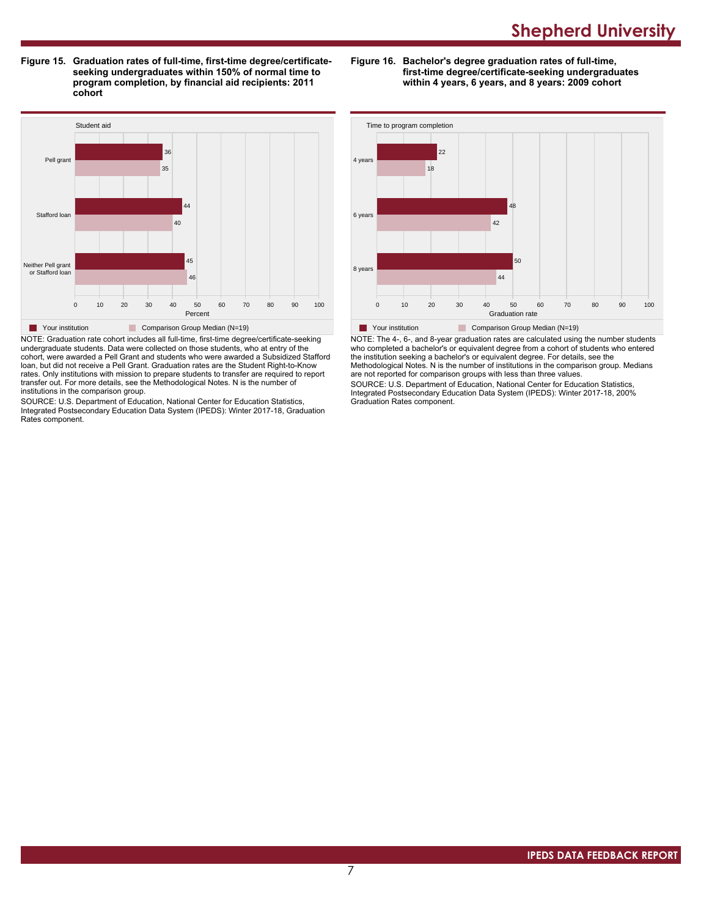**Figure 15. Graduation rates of full-time, first-time degree/certificate-seeking undergraduates within 150% of normal time to program completion, by financial aid recipients: 2011 cohort**

| Student aid | Your institution | Comparison Group Median (N=19) |
|---|---|---|
| Pell grant | 36 | 35 |
| Stafford loan | 44 | 40 |
| Neither Pell grant or Stafford loan | 45 | 46 |

NOTE: Graduation rate cohort includes all full-time, first-time degree/certificate-seeking undergraduate students. Data were collected on those students, who at entry of the cohort, were awarded a Pell Grant and students who were awarded a Subsidized Stafford loan, but did not receive a Pell Grant. Graduation rates are the Student Right-to-Know rates. Only institutions with mission to prepare students to transfer are required to report transfer out. For more details, see the Methodological Notes. N is the number of institutions in the comparison group.

SOURCE: U.S. Department of Education, National Center for Education Statistics, Integrated Postsecondary Education Data System (IPEDS): Winter 2017-18, Graduation Rates component.

**Figure 16. Bachelor's degree graduation rates of full-time, first-time degree/certificate-seeking undergraduates within 4 years, 6 years, and 8 years: 2009 cohort**

| Time to program completion | Your institution | Comparison Group Median (N=19) |
|---|---|---|
| 4 years | 22 | 18 |
| 6 years | 48 | 42 |
| 8 years | 50 | 44 |

NOTE: The 4-, 6-, and 8-year graduation rates are calculated using the number students who completed a bachelor's or equivalent degree from a cohort of students who entered the institution seeking a bachelor's or equivalent degree. For details, see the Methodological Notes. N is the number of institutions in the comparison group. Medians are not reported for comparison groups with less than three values.

SOURCE: U.S. Department of Education, National Center for Education Statistics, Integrated Postsecondary Education Data System (IPEDS): Winter 2017-18, 200% Graduation Rates component.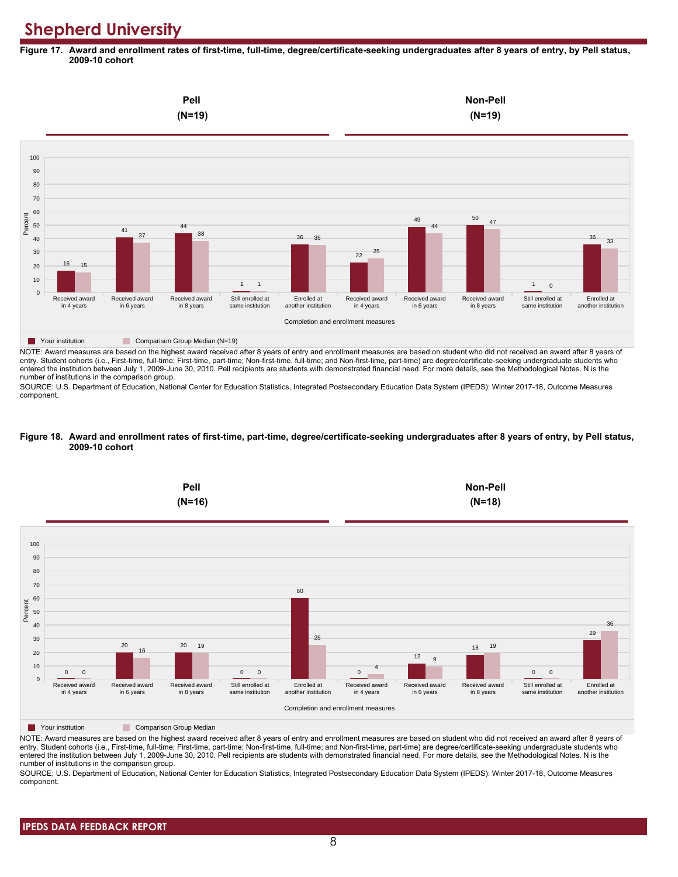# Shepherd University

**Figure 17. Award and enrollment rates of first-time, full-time, degree/certificate-seeking undergraduates after 8 years of entry, by Pell status, 2009-10 cohort**

| Completion and enrollment measures | Pell (N=19): Your institution | Pell (N=19): Comparison Group Median (N=19) | Non-Pell (N=19): Your institution | Non-Pell (N=19): Comparison Group Median (N=19) |
|---|---|---|---|---|
| Received award in 4 years | 16 | 15 | 22 | 25 |
| Received award in 6 years | 41 | 37 | 49 | 44 |
| Received award in 8 years | 44 | 38 | 50 | 47 |
| Still enrolled at same institution | 1 | 1 | 1 | 0 |
| Enrolled at another institution | 36 | 35 | 36 | 33 |

NOTE: Award measures are based on the highest award received after 8 years of entry and enrollment measures are based on student who did not received an award after 8 years of entry. Student cohorts (i.e., First-time, full-time; First-time, part-time; Non-first-time, full-time; and Non-first-time, part-time) are degree/certificate-seeking undergraduate students who entered the institution between July 1, 2009-June 30, 2010. Pell recipients are students with demonstrated financial need. For more details, see the Methodological Notes. N is the number of institutions in the comparison group.

SOURCE: U.S. Department of Education, National Center for Education Statistics, Integrated Postsecondary Education Data System (IPEDS): Winter 2017-18, Outcome Measures component.

**Figure 18. Award and enrollment rates of first-time, part-time, degree/certificate-seeking undergraduates after 8 years of entry, by Pell status, 2009-10 cohort**

| Completion and enrollment measures | Pell (N=16): Your institution | Pell (N=16): Comparison Group Median | Non-Pell (N=18): Your institution | Non-Pell (N=18): Comparison Group Median |
|---|---|---|---|---|
| Received award in 4 years | 0 | 0 | 0 | 4 |
| Received award in 6 years | 20 | 16 | 12 | 9 |
| Received award in 8 years | 20 | 19 | 18 | 19 |
| Still enrolled at same institution | 0 | 0 | 0 | 0 |
| Enrolled at another institution | 60 | 25 | 29 | 36 |

NOTE: Award measures are based on the highest award received after 8 years of entry and enrollment measures are based on student who did not received an award after 8 years of entry. Student cohorts (i.e., First-time, full-time; First-time, part-time; Non-first-time, full-time; and Non-first-time, part-time) are degree/certificate-seeking undergraduate students who entered the institution between July 1, 2009-June 30, 2010. Pell recipients are students with demonstrated financial need. For more details, see the Methodological Notes. N is the number of institutions in the comparison group.

SOURCE: U.S. Department of Education, National Center for Education Statistics, Integrated Postsecondary Education Data System (IPEDS): Winter 2017-18, Outcome Measures component.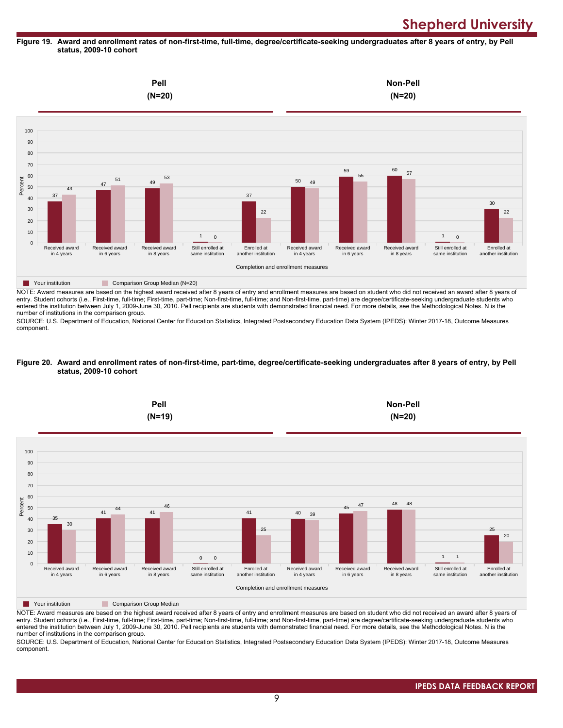**Figure 19. Award and enrollment rates of non-first-time, full-time, degree/certificate-seeking undergraduates after 8 years of entry, by Pell status, 2009-10 cohort**

| Completion and enrollment measures | Pell (N=20): Your institution | Pell (N=20): Comparison Group Median (N=20) | Non-Pell (N=20): Your institution | Non-Pell (N=20): Comparison Group Median (N=20) |
|---|---|---|---|---|
| Received award in 4 years | 37 | 43 | 50 | 49 |
| Received award in 6 years | 47 | 51 | 59 | 55 |
| Received award in 8 years | 49 | 53 | 60 | 57 |
| Still enrolled at same institution | 1 | 0 | 1 | 0 |
| Enrolled at another institution | 37 | 22 | 30 | 22 |

NOTE: Award measures are based on the highest award received after 8 years of entry and enrollment measures are based on student who did not received an award after 8 years of entry. Student cohorts (i.e., First-time, full-time; First-time, part-time; Non-first-time, full-time; and Non-first-time, part-time) are degree/certificate-seeking undergraduate students who entered the institution between July 1, 2009-June 30, 2010. Pell recipients are students with demonstrated financial need. For more details, see the Methodological Notes. N is the number of institutions in the comparison group.

SOURCE: U.S. Department of Education, National Center for Education Statistics, Integrated Postsecondary Education Data System (IPEDS): Winter 2017-18, Outcome Measures component.

**Figure 20. Award and enrollment rates of non-first-time, part-time, degree/certificate-seeking undergraduates after 8 years of entry, by Pell status, 2009-10 cohort**

| Completion and enrollment measures | Pell (N=19): Your institution | Pell (N=19): Comparison Group Median | Non-Pell (N=20): Your institution | Non-Pell (N=20): Comparison Group Median |
|---|---|---|---|---|
| Received award in 4 years | 35 | 30 | 40 | 39 |
| Received award in 6 years | 41 | 44 | 45 | 47 |
| Received award in 8 years | 41 | 46 | 48 | 48 |
| Still enrolled at same institution | 0 | 0 | 1 | 1 |
| Enrolled at another institution | 41 | 25 | 25 | 20 |

NOTE: Award measures are based on the highest award received after 8 years of entry and enrollment measures are based on student who did not received an award after 8 years of entry. Student cohorts (i.e., First-time, full-time; First-time, part-time; Non-first-time, full-time; and Non-first-time, part-time) are degree/certificate-seeking undergraduate students who entered the institution between July 1, 2009-June 30, 2010. Pell recipients are students with demonstrated financial need. For more details, see the Methodological Notes. N is the number of institutions in the comparison group.

SOURCE: U.S. Department of Education, National Center for Education Statistics, Integrated Postsecondary Education Data System (IPEDS): Winter 2017-18, Outcome Measures component.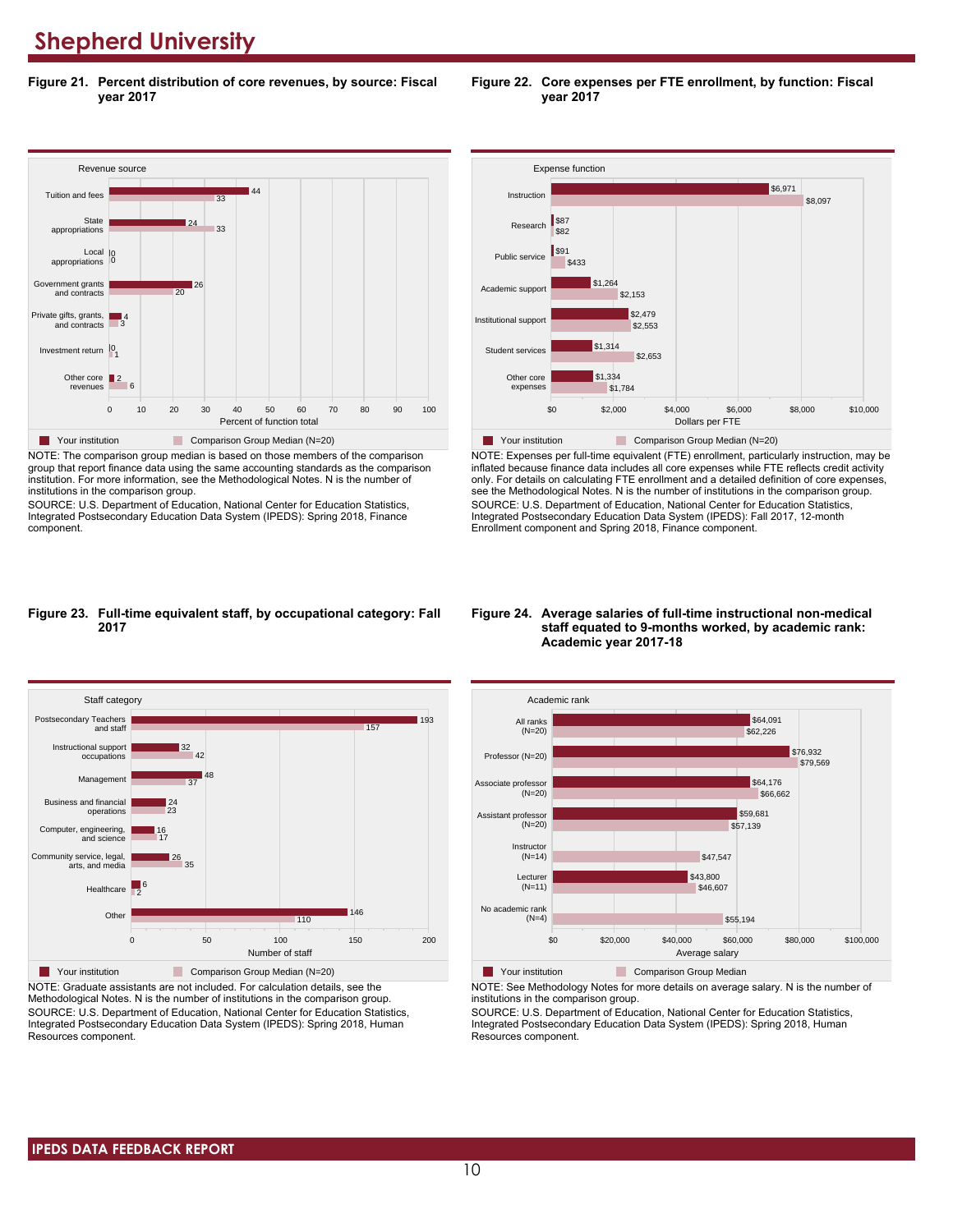# Shepherd University

**Figure 21. Percent distribution of core revenues, by source: Fiscal year 2017**

| Revenue source | Your institution | Comparison Group Median (N=20) |
|---|---|---|
| Tuition and fees | 44 | 33 |
| State appropriations | 24 | 33 |
| Local appropriations | 0 | 0 |
| Government grants and contracts | 26 | 20 |
| Private gifts, grants, and contracts | 4 | 3 |
| Investment return | 0 | 1 |
| Other core revenues | 2 | 6 |

Percent of function total

NOTE: The comparison group median is based on those members of the comparison group that report finance data using the same accounting standards as the comparison institution. For more information, see the Methodological Notes. N is the number of institutions in the comparison group.
SOURCE: U.S. Department of Education, National Center for Education Statistics, Integrated Postsecondary Education Data System (IPEDS): Spring 2018, Finance component.

**Figure 22. Core expenses per FTE enrollment, by function: Fiscal year 2017**

| Expense function | Your institution | Comparison Group Median (N=20) |
|---|---|---|
| Instruction | $6,971 | $8,097 |
| Research | $87 | $82 |
| Public service | $91 | $433 |
| Academic support | $1,264 | $2,153 |
| Institutional support | $2,479 | $2,553 |
| Student services | $1,314 | $2,653 |
| Other core expenses | $1,334 | $1,784 |

Dollars per FTE

NOTE: Expenses per full-time equivalent (FTE) enrollment, particularly instruction, may be inflated because finance data includes all core expenses while FTE reflects credit activity only. For details on calculating FTE enrollment and a detailed definition of core expenses, see the Methodological Notes. N is the number of institutions in the comparison group.
SOURCE: U.S. Department of Education, National Center for Education Statistics, Integrated Postsecondary Education Data System (IPEDS): Fall 2017, 12-month Enrollment component and Spring 2018, Finance component.

**Figure 23. Full-time equivalent staff, by occupational category: Fall 2017**

| Staff category | Your institution | Comparison Group Median (N=20) |
|---|---|---|
| Postsecondary Teachers and staff | 193 | 157 |
| Instructional support occupations | 32 | 42 |
| Management | 48 | 37 |
| Business and financial operations | 24 | 23 |
| Computer, engineering, and science | 16 | 17 |
| Community service, legal, arts, and media | 26 | 35 |
| Healthcare | 6 | 2 |
| Other | 146 | 110 |

Number of staff

NOTE: Graduate assistants are not included. For calculation details, see the Methodological Notes. N is the number of institutions in the comparison group.
SOURCE: U.S. Department of Education, National Center for Education Statistics, Integrated Postsecondary Education Data System (IPEDS): Spring 2018, Human Resources component.

**Figure 24. Average salaries of full-time instructional non-medical staff equated to 9-months worked, by academic rank: Academic year 2017-18**

| Academic rank | Your institution | Comparison Group Median |
|---|---|---|
| All ranks (N=20) | $64,091 | $62,226 |
| Professor (N=20) | $76,932 | $79,569 |
| Associate professor (N=20) | $64,176 | $66,662 |
| Assistant professor (N=20) | $59,681 | $57,139 |
| Instructor (N=14) | | $47,547 |
| Lecturer (N=11) | $43,800 | $46,607 |
| No academic rank (N=4) | | $55,194 |

Average salary

NOTE: See Methodology Notes for more details on average salary. N is the number of institutions in the comparison group.
SOURCE: U.S. Department of Education, National Center for Education Statistics, Integrated Postsecondary Education Data System (IPEDS): Spring 2018, Human Resources component.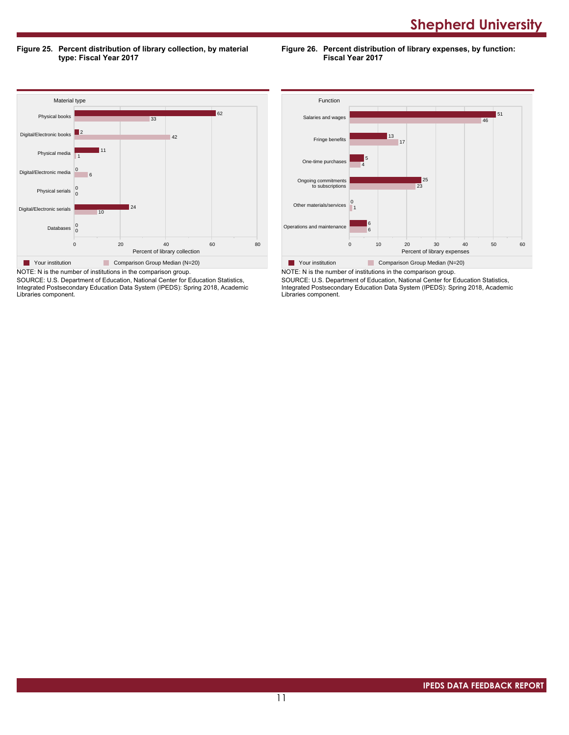**Figure 25. Percent distribution of library collection, by material type: Fiscal Year 2017**

| Material type | Your institution | Comparison Group Median (N=20) |
|---|---|---|
| Physical books | 62 | 33 |
| Digital/Electronic books | 2 | 42 |
| Physical media | 11 | 1 |
| Digital/Electronic media | 0 | 6 |
| Physical serials | 0 | 0 |
| Digital/Electronic serials | 24 | 10 |
| Databases | 0 | 0 |

Percent of library collection

NOTE: N is the number of institutions in the comparison group.
SOURCE: U.S. Department of Education, National Center for Education Statistics, Integrated Postsecondary Education Data System (IPEDS): Spring 2018, Academic Libraries component.

**Figure 26. Percent distribution of library expenses, by function: Fiscal Year 2017**

| Function | Your institution | Comparison Group Median (N=20) |
|---|---|---|
| Salaries and wages | 51 | 46 |
| Fringe benefits | 13 | 17 |
| One-time purchases | 5 | 4 |
| Ongoing commitments to subscriptions | 25 | 23 |
| Other materials/services | 0 | 1 |
| Operations and maintenance | 6 | 6 |

Percent of library expenses

NOTE: N is the number of institutions in the comparison group.
SOURCE: U.S. Department of Education, National Center for Education Statistics, Integrated Postsecondary Education Data System (IPEDS): Spring 2018, Academic Libraries component.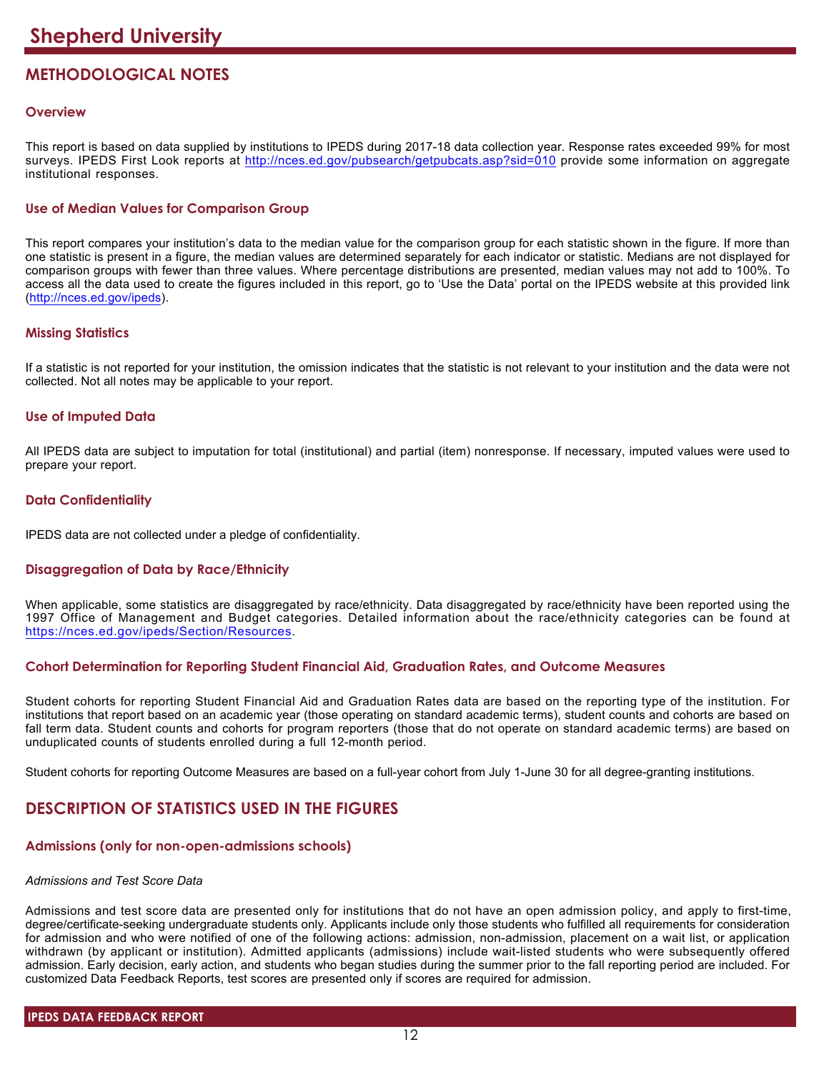# METHODOLOGICAL NOTES

### Overview

This report is based on data supplied by institutions to IPEDS during 2017-18 data collection year. Response rates exceeded 99% for most surveys. IPEDS First Look reports at http://nces.ed.gov/pubsearch/getpubcats.asp?sid=010 provide some information on aggregate institutional responses.

### Use of Median Values for Comparison Group

This report compares your institution's data to the median value for the comparison group for each statistic shown in the figure. If more than one statistic is present in a figure, the median values are determined separately for each indicator or statistic. Medians are not displayed for comparison groups with fewer than three values. Where percentage distributions are presented, median values may not add to 100%. To access all the data used to create the figures included in this report, go to 'Use the Data' portal on the IPEDS website at this provided link (http://nces.ed.gov/ipeds).

### Missing Statistics

If a statistic is not reported for your institution, the omission indicates that the statistic is not relevant to your institution and the data were not collected. Not all notes may be applicable to your report.

### Use of Imputed Data

All IPEDS data are subject to imputation for total (institutional) and partial (item) nonresponse. If necessary, imputed values were used to prepare your report.

### Data Confidentiality

IPEDS data are not collected under a pledge of confidentiality.

### Disaggregation of Data by Race/Ethnicity

When applicable, some statistics are disaggregated by race/ethnicity. Data disaggregated by race/ethnicity have been reported using the 1997 Office of Management and Budget categories. Detailed information about the race/ethnicity categories can be found at https://nces.ed.gov/ipeds/Section/Resources.

### Cohort Determination for Reporting Student Financial Aid, Graduation Rates, and Outcome Measures

Student cohorts for reporting Student Financial Aid and Graduation Rates data are based on the reporting type of the institution. For institutions that report based on an academic year (those operating on standard academic terms), student counts and cohorts are based on fall term data. Student counts and cohorts for program reporters (those that do not operate on standard academic terms) are based on unduplicated counts of students enrolled during a full 12-month period.

Student cohorts for reporting Outcome Measures are based on a full-year cohort from July 1-June 30 for all degree-granting institutions.

# DESCRIPTION OF STATISTICS USED IN THE FIGURES

### Admissions (only for non-open-admissions schools)

*Admissions and Test Score Data*

Admissions and test score data are presented only for institutions that do not have an open admission policy, and apply to first-time, degree/certificate-seeking undergraduate students only. Applicants include only those students who fulfilled all requirements for consideration for admission and who were notified of one of the following actions: admission, non-admission, placement on a wait list, or application withdrawn (by applicant or institution). Admitted applicants (admissions) include wait-listed students who were subsequently offered admission. Early decision, early action, and students who began studies during the summer prior to the fall reporting period are included. For customized Data Feedback Reports, test scores are presented only if scores are required for admission.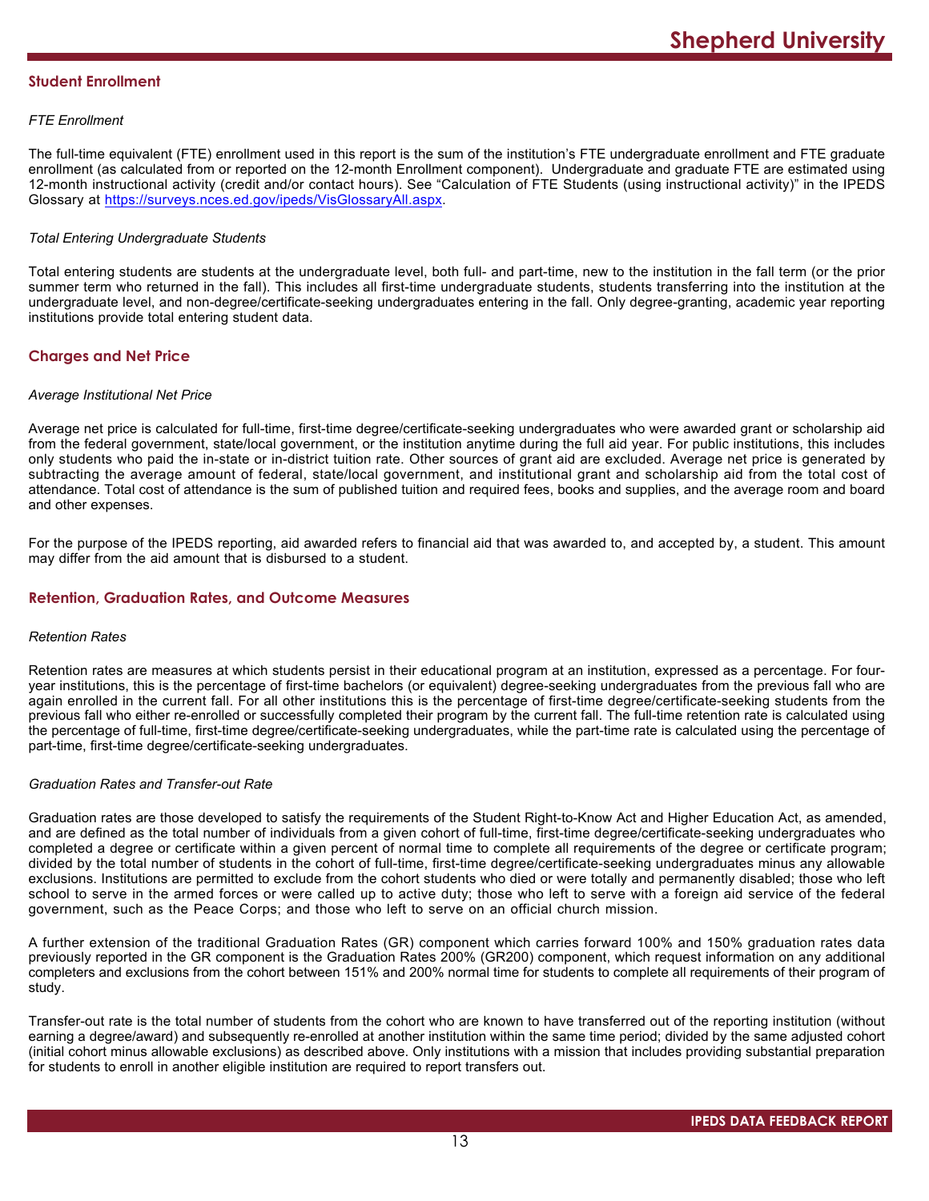## Student Enrollment

*FTE Enrollment*

The full-time equivalent (FTE) enrollment used in this report is the sum of the institution's FTE undergraduate enrollment and FTE graduate enrollment (as calculated from or reported on the 12-month Enrollment component). Undergraduate and graduate FTE are estimated using 12-month instructional activity (credit and/or contact hours). See "Calculation of FTE Students (using instructional activity)" in the IPEDS Glossary at https://surveys.nces.ed.gov/ipeds/VisGlossaryAll.aspx.

*Total Entering Undergraduate Students*

Total entering students are students at the undergraduate level, both full- and part-time, new to the institution in the fall term (or the prior summer term who returned in the fall). This includes all first-time undergraduate students, students transferring into the institution at the undergraduate level, and non-degree/certificate-seeking undergraduates entering in the fall. Only degree-granting, academic year reporting institutions provide total entering student data.

## Charges and Net Price

*Average Institutional Net Price*

Average net price is calculated for full-time, first-time degree/certificate-seeking undergraduates who were awarded grant or scholarship aid from the federal government, state/local government, or the institution anytime during the full aid year. For public institutions, this includes only students who paid the in-state or in-district tuition rate. Other sources of grant aid are excluded. Average net price is generated by subtracting the average amount of federal, state/local government, and institutional grant and scholarship aid from the total cost of attendance. Total cost of attendance is the sum of published tuition and required fees, books and supplies, and the average room and board and other expenses.

For the purpose of the IPEDS reporting, aid awarded refers to financial aid that was awarded to, and accepted by, a student. This amount may differ from the aid amount that is disbursed to a student.

## Retention, Graduation Rates, and Outcome Measures

*Retention Rates*

Retention rates are measures at which students persist in their educational program at an institution, expressed as a percentage. For four-year institutions, this is the percentage of first-time bachelors (or equivalent) degree-seeking undergraduates from the previous fall who are again enrolled in the current fall. For all other institutions this is the percentage of first-time degree/certificate-seeking students from the previous fall who either re-enrolled or successfully completed their program by the current fall. The full-time retention rate is calculated using the percentage of full-time, first-time degree/certificate-seeking undergraduates, while the part-time rate is calculated using the percentage of part-time, first-time degree/certificate-seeking undergraduates.

*Graduation Rates and Transfer-out Rate*

Graduation rates are those developed to satisfy the requirements of the Student Right-to-Know Act and Higher Education Act, as amended, and are defined as the total number of individuals from a given cohort of full-time, first-time degree/certificate-seeking undergraduates who completed a degree or certificate within a given percent of normal time to complete all requirements of the degree or certificate program; divided by the total number of students in the cohort of full-time, first-time degree/certificate-seeking undergraduates minus any allowable exclusions. Institutions are permitted to exclude from the cohort students who died or were totally and permanently disabled; those who left school to serve in the armed forces or were called up to active duty; those who left to serve with a foreign aid service of the federal government, such as the Peace Corps; and those who left to serve on an official church mission.

A further extension of the traditional Graduation Rates (GR) component which carries forward 100% and 150% graduation rates data previously reported in the GR component is the Graduation Rates 200% (GR200) component, which request information on any additional completers and exclusions from the cohort between 151% and 200% normal time for students to complete all requirements of their program of study.

Transfer-out rate is the total number of students from the cohort who are known to have transferred out of the reporting institution (without earning a degree/award) and subsequently re-enrolled at another institution within the same time period; divided by the same adjusted cohort (initial cohort minus allowable exclusions) as described above. Only institutions with a mission that includes providing substantial preparation for students to enroll in another eligible institution are required to report transfers out.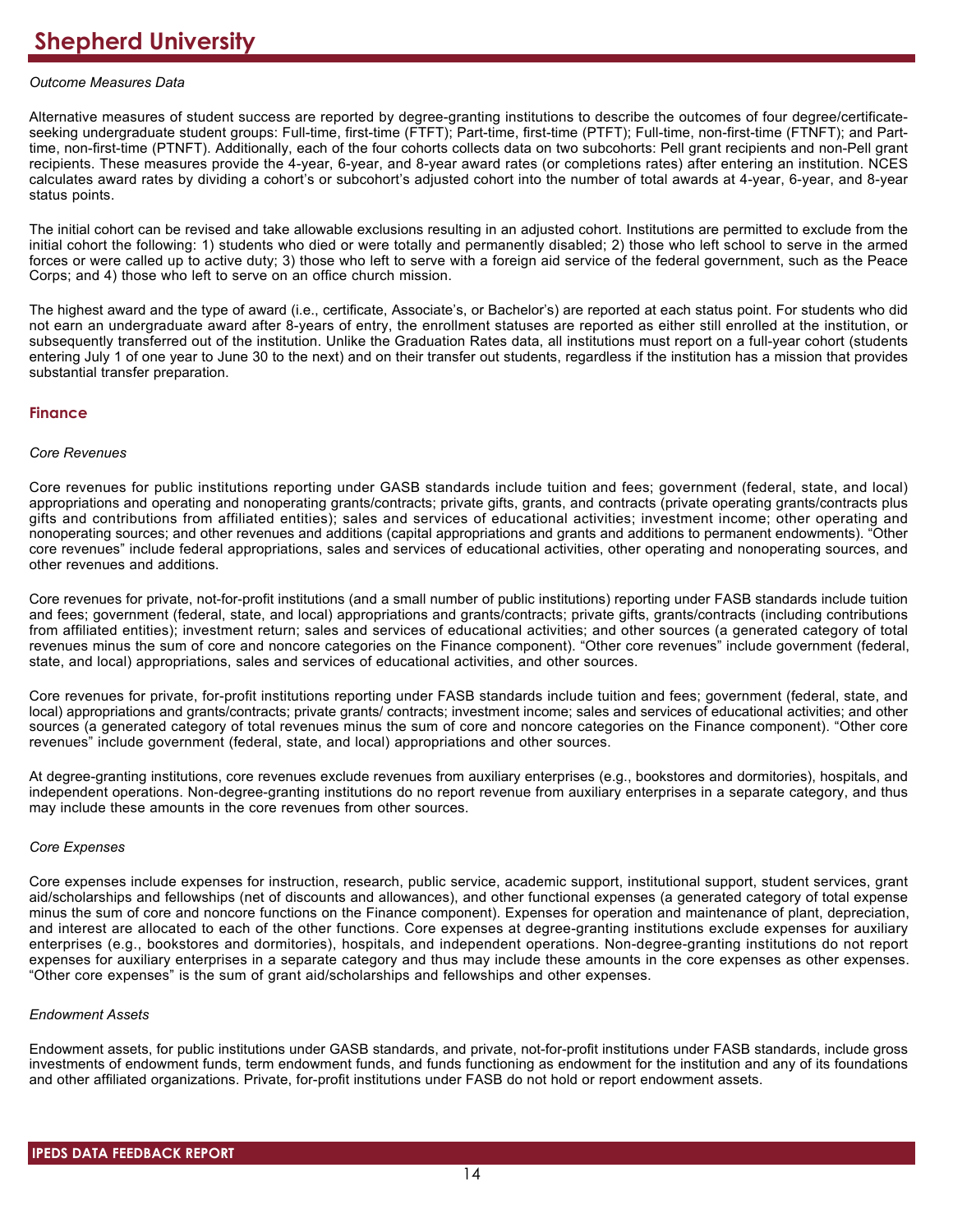*Outcome Measures Data*

Alternative measures of student success are reported by degree-granting institutions to describe the outcomes of four degree/certificate-seeking undergraduate student groups: Full-time, first-time (FTFT); Part-time, first-time (PTFT); Full-time, non-first-time (FTNFT); and Part-time, non-first-time (PTNFT). Additionally, each of the four cohorts collects data on two subcohorts: Pell grant recipients and non-Pell grant recipients. These measures provide the 4-year, 6-year, and 8-year award rates (or completions rates) after entering an institution. NCES calculates award rates by dividing a cohort's or subcohort's adjusted cohort into the number of total awards at 4-year, 6-year, and 8-year status points.

The initial cohort can be revised and take allowable exclusions resulting in an adjusted cohort. Institutions are permitted to exclude from the initial cohort the following: 1) students who died or were totally and permanently disabled; 2) those who left school to serve in the armed forces or were called up to active duty; 3) those who left to serve with a foreign aid service of the federal government, such as the Peace Corps; and 4) those who left to serve on an office church mission.

The highest award and the type of award (i.e., certificate, Associate's, or Bachelor's) are reported at each status point. For students who did not earn an undergraduate award after 8-years of entry, the enrollment statuses are reported as either still enrolled at the institution, or subsequently transferred out of the institution. Unlike the Graduation Rates data, all institutions must report on a full-year cohort (students entering July 1 of one year to June 30 to the next) and on their transfer out students, regardless if the institution has a mission that provides substantial transfer preparation.

## Finance

*Core Revenues*

Core revenues for public institutions reporting under GASB standards include tuition and fees; government (federal, state, and local) appropriations and operating and nonoperating grants/contracts; private gifts, grants, and contracts (private operating grants/contracts plus gifts and contributions from affiliated entities); sales and services of educational activities; investment income; other operating and nonoperating sources; and other revenues and additions (capital appropriations and grants and additions to permanent endowments). "Other core revenues" include federal appropriations, sales and services of educational activities, other operating and nonoperating sources, and other revenues and additions.

Core revenues for private, not-for-profit institutions (and a small number of public institutions) reporting under FASB standards include tuition and fees; government (federal, state, and local) appropriations and grants/contracts; private gifts, grants/contracts (including contributions from affiliated entities); investment return; sales and services of educational activities; and other sources (a generated category of total revenues minus the sum of core and noncore categories on the Finance component). "Other core revenues" include government (federal, state, and local) appropriations, sales and services of educational activities, and other sources.

Core revenues for private, for-profit institutions reporting under FASB standards include tuition and fees; government (federal, state, and local) appropriations and grants/contracts; private grants/ contracts; investment income; sales and services of educational activities; and other sources (a generated category of total revenues minus the sum of core and noncore categories on the Finance component). "Other core revenues" include government (federal, state, and local) appropriations and other sources.

At degree-granting institutions, core revenues exclude revenues from auxiliary enterprises (e.g., bookstores and dormitories), hospitals, and independent operations. Non-degree-granting institutions do no report revenue from auxiliary enterprises in a separate category, and thus may include these amounts in the core revenues from other sources.

*Core Expenses*

Core expenses include expenses for instruction, research, public service, academic support, institutional support, student services, grant aid/scholarships and fellowships (net of discounts and allowances), and other functional expenses (a generated category of total expense minus the sum of core and noncore functions on the Finance component). Expenses for operation and maintenance of plant, depreciation, and interest are allocated to each of the other functions. Core expenses at degree-granting institutions exclude expenses for auxiliary enterprises (e.g., bookstores and dormitories), hospitals, and independent operations. Non-degree-granting institutions do not report expenses for auxiliary enterprises in a separate category and thus may include these amounts in the core expenses as other expenses. "Other core expenses" is the sum of grant aid/scholarships and fellowships and other expenses.

*Endowment Assets*

Endowment assets, for public institutions under GASB standards, and private, not-for-profit institutions under FASB standards, include gross investments of endowment funds, term endowment funds, and funds functioning as endowment for the institution and any of its foundations and other affiliated organizations. Private, for-profit institutions under FASB do not hold or report endowment assets.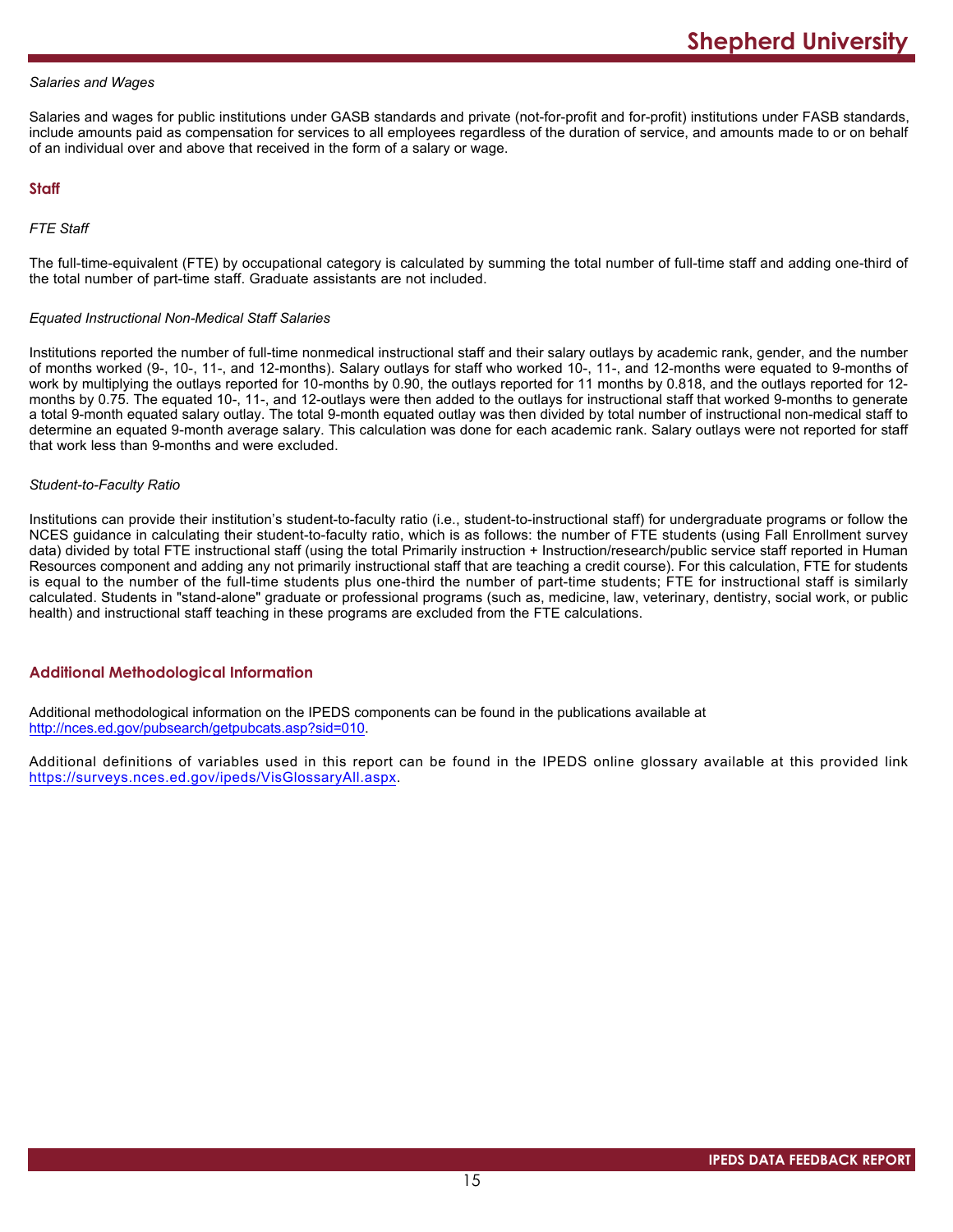*Salaries and Wages*

Salaries and wages for public institutions under GASB standards and private (not-for-profit and for-profit) institutions under FASB standards, include amounts paid as compensation for services to all employees regardless of the duration of service, and amounts made to or on behalf of an individual over and above that received in the form of a salary or wage.

### Staff

*FTE Staff*

The full-time-equivalent (FTE) by occupational category is calculated by summing the total number of full-time staff and adding one-third of the total number of part-time staff. Graduate assistants are not included.

*Equated Instructional Non-Medical Staff Salaries*

Institutions reported the number of full-time nonmedical instructional staff and their salary outlays by academic rank, gender, and the number of months worked (9-, 10-, 11-, and 12-months). Salary outlays for staff who worked 10-, 11-, and 12-months were equated to 9-months of work by multiplying the outlays reported for 10-months by 0.90, the outlays reported for 11 months by 0.818, and the outlays reported for 12-months by 0.75. The equated 10-, 11-, and 12-outlays were then added to the outlays for instructional staff that worked 9-months to generate a total 9-month equated salary outlay. The total 9-month equated outlay was then divided by total number of instructional non-medical staff to determine an equated 9-month average salary. This calculation was done for each academic rank. Salary outlays were not reported for staff that work less than 9-months and were excluded.

*Student-to-Faculty Ratio*

Institutions can provide their institution's student-to-faculty ratio (i.e., student-to-instructional staff) for undergraduate programs or follow the NCES guidance in calculating their student-to-faculty ratio, which is as follows: the number of FTE students (using Fall Enrollment survey data) divided by total FTE instructional staff (using the total Primarily instruction + Instruction/research/public service staff reported in Human Resources component and adding any not primarily instructional staff that are teaching a credit course). For this calculation, FTE for students is equal to the number of the full-time students plus one-third the number of part-time students; FTE for instructional staff is similarly calculated. Students in "stand-alone" graduate or professional programs (such as, medicine, law, veterinary, dentistry, social work, or public health) and instructional staff teaching in these programs are excluded from the FTE calculations.

## Additional Methodological Information

Additional methodological information on the IPEDS components can be found in the publications available at http://nces.ed.gov/pubsearch/getpubcats.asp?sid=010.

Additional definitions of variables used in this report can be found in the IPEDS online glossary available at this provided link https://surveys.nces.ed.gov/ipeds/VisGlossaryAll.aspx.